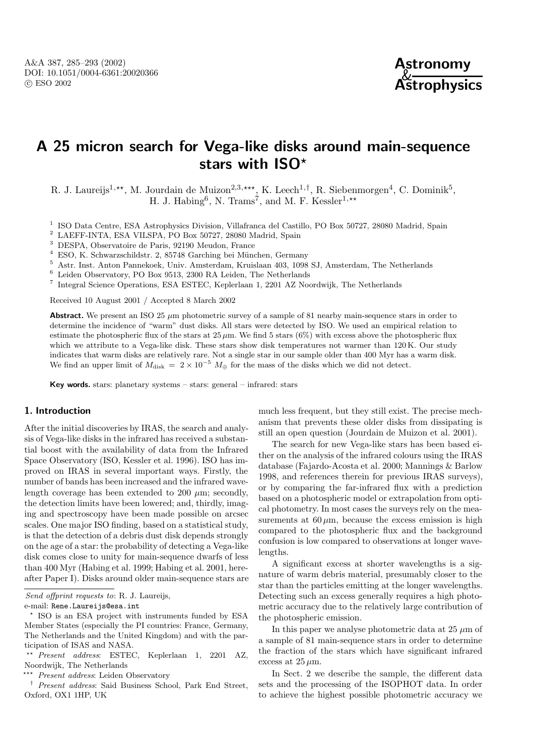# A 25 micron search for Vega-like disks around main-sequence stars with ISO*

R. J. Laureijs[1,**], M. Jourdain de Muizon[2,3,***], K. Leech[1,†], R. Siebenmorgen[4], C. Dominik[5], H. J. Habing[6], N. Trams[7], and M. F. Kessler[1,**]

[1] ISO Data Centre, ESA Astrophysics Division, Villafranca del Castillo, PO Box 50727, 28080 Madrid, Spain
[2] LAEFF-INTA, ESA VILSPA, PO Box 50727, 28080 Madrid, Spain
[3] DESPA, Observatoire de Paris, 92190 Meudon, France
[4] ESO, K. Schwarzschildstr. 2, 85748 Garching bei München, Germany
[5] Astr. Inst. Anton Pannekoek, Univ. Amsterdam, Kruislaan 403, 1098 SJ, Amsterdam, The Netherlands
[6] Leiden Observatory, PO Box 9513, 2300 RA Leiden, The Netherlands
[7] Integral Science Operations, ESA ESTEC, Keplerlaan 1, 2201 AZ Noordwijk, The Netherlands

Received 10 August 2001 / Accepted 8 March 2002

**Abstract.** We present an ISO 25 $\mu$m photometric survey of a sample of 81 nearby main-sequence stars in order to determine the incidence of "warm" dust disks. All stars were detected by ISO. We used an empirical relation to estimate the photospheric flux of the stars at 25 $\mu$m. We find 5 stars (6%) with excess above the photospheric flux which we attribute to a Vega-like disk. These stars show disk temperatures not warmer than 120 K. Our study indicates that warm disks are relatively rare. Not a single star in our sample older than 400 Myr has a warm disk. We find an upper limit of $M_{\rm disk} = 2 \times 10^{-5}\ M_{\oplus}$ for the mass of the disks which we did not detect.

**Key words.** stars: planetary systems – stars: general – infrared: stars

## 1. Introduction

After the initial discoveries by IRAS, the search and analysis of Vega-like disks in the infrared has received a substantial boost with the availability of data from the Infrared Space Observatory (ISO, Kessler et al. 1996). ISO has improved on IRAS in several important ways. Firstly, the number of bands has been increased and the infrared wavelength coverage has been extended to 200 $\mu$m; secondly, the detection limits have been lowered; and, thirdly, imaging and spectroscopy have been made possible on arcsec scales. One major ISO finding, based on a statistical study, is that the detection of a debris dust disk depends strongly on the age of a star: the probability of detecting a Vega-like disk comes close to unity for main-sequence dwarfs of less than 400 Myr (Habing et al. 1999; Habing et al. 2001, hereafter Paper I). Disks around older main-sequence stars are much less frequent, but they still exist. The precise mechanism that prevents these older disks from dissipating is still an open question (Jourdain de Muizon et al. 2001).

The search for new Vega-like stars has been based either on the analysis of the infrared colours using the IRAS database (Fajardo-Acosta et al. 2000; Mannings & Barlow 1998, and references therein for previous IRAS surveys), or by comparing the far-infrared flux with a prediction based on a photospheric model or extrapolation from optical photometry. In most cases the surveys rely on the measurements at 60 $\mu$m, because the excess emission is high compared to the photospheric flux and the background confusion is low compared to observations at longer wavelengths.

A significant excess at shorter wavelengths is a signature of warm debris material, presumably closer to the star than the particles emitting at the longer wavelengths. Detecting such an excess generally requires a high photometric accuracy due to the relatively large contribution of the photospheric emission.

In this paper we analyse photometric data at 25 $\mu$m of a sample of 81 main-sequence stars in order to determine the fraction of the stars which have significant infrared excess at 25 $\mu$m.

In Sect. 2 we describe the sample, the different data sets and the processing of the ISOPHOT data. In order to achieve the highest possible photometric accuracy we

---

*Send offprint requests to*: R. J. Laureijs,
e-mail: Rene.Laureijs@esa.int

\* ISO is an ESA project with instruments funded by ESA Member States (especially the PI countries: France, Germany, The Netherlands and the United Kingdom) and with the participation of ISAS and NASA.

\*\* *Present address*: ESTEC, Keplerlaan 1, 2201 AZ, Noordwijk, The Netherlands

\*\*\* *Present address*: Leiden Observatory

† *Present address*: Said Business School, Park End Street, Oxford, OX1 1HP, UK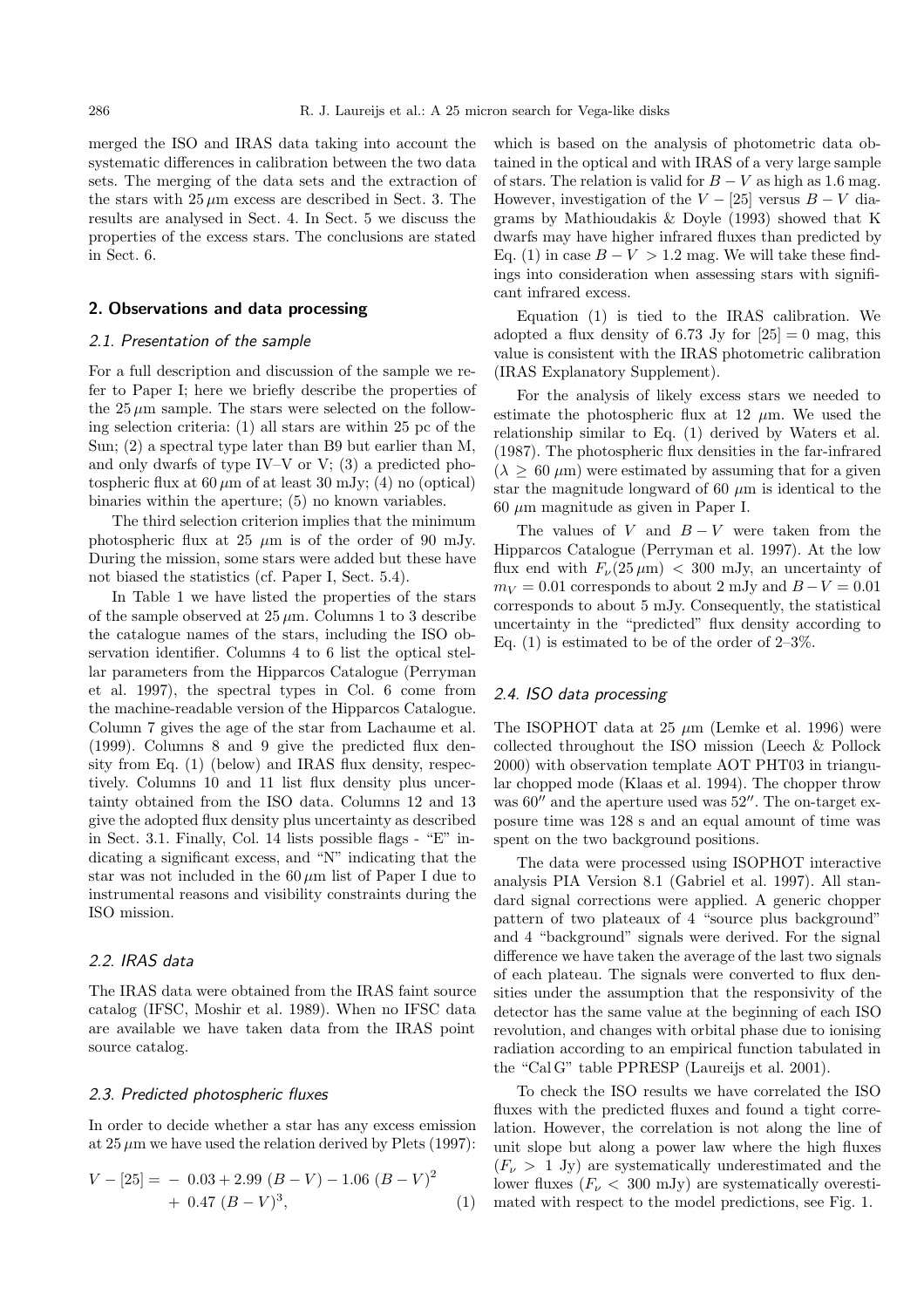merged the ISO and IRAS data taking into account the systematic differences in calibration between the two data sets. The merging of the data sets and the extraction of the stars with $25\,\mu$m excess are described in Sect. 3. The results are analysed in Sect. 4. In Sect. 5 we discuss the properties of the excess stars. The conclusions are stated in Sect. 6.

## 2. Observations and data processing

### 2.1. Presentation of the sample

For a full description and discussion of the sample we refer to Paper I; here we briefly describe the properties of the $25\,\mu$m sample. The stars were selected on the following selection criteria: (1) all stars are within 25 pc of the Sun; (2) a spectral type later than B9 but earlier than M, and only dwarfs of type IV–V or V; (3) a predicted photospheric flux at $60\,\mu$m of at least 30 mJy; (4) no (optical) binaries within the aperture; (5) no known variables.

The third selection criterion implies that the minimum photospheric flux at 25 $\mu$m is of the order of 90 mJy. During the mission, some stars were added but these have not biased the statistics (cf. Paper I, Sect. 5.4).

In Table 1 we have listed the properties of the stars of the sample observed at $25\,\mu$m. Columns 1 to 3 describe the catalogue names of the stars, including the ISO observation identifier. Columns 4 to 6 list the optical stellar parameters from the Hipparcos Catalogue (Perryman et al. 1997), the spectral types in Col. 6 come from the machine-readable version of the Hipparcos Catalogue. Column 7 gives the age of the star from Lachaume et al. (1999). Columns 8 and 9 give the predicted flux density from Eq. (1) (below) and IRAS flux density, respectively. Columns 10 and 11 list flux density plus uncertainty obtained from the ISO data. Columns 12 and 13 give the adopted flux density plus uncertainty as described in Sect. 3.1. Finally, Col. 14 lists possible flags - "E" indicating a significant excess, and "N" indicating that the star was not included in the $60\,\mu$m list of Paper I due to instrumental reasons and visibility constraints during the ISO mission.

### 2.2. IRAS data

The IRAS data were obtained from the IRAS faint source catalog (IFSC, Moshir et al. 1989). When no IFSC data are available we have taken data from the IRAS point source catalog.

### 2.3. Predicted photospheric fluxes

In order to decide whether a star has any excess emission at $25\,\mu$m we have used the relation derived by Plets (1997):

$$V - [25] = -\ 0.03 + 2.99\ (B-V) - 1.06\ (B-V)^2 + 0.47\ (B-V)^3, \tag{1}$$

which is based on the analysis of photometric data obtained in the optical and with IRAS of a very large sample of stars. The relation is valid for $B-V$ as high as 1.6 mag. However, investigation of the $V-[25]$ versus $B-V$ diagrams by Mathioudakis & Doyle (1993) showed that K dwarfs may have higher infrared fluxes than predicted by Eq. (1) in case $B-V > 1.2$ mag. We will take these findings into consideration when assessing stars with significant infrared excess.

Equation (1) is tied to the IRAS calibration. We adopted a flux density of 6.73 Jy for $[25] = 0$ mag, this value is consistent with the IRAS photometric calibration (IRAS Explanatory Supplement).

For the analysis of likely excess stars we needed to estimate the photospheric flux at 12 $\mu$m. We used the relationship similar to Eq. (1) derived by Waters et al. (1987). The photospheric flux densities in the far-infrared ($\lambda \geq 60\ \mu$m) were estimated by assuming that for a given star the magnitude longward of 60 $\mu$m is identical to the 60 $\mu$m magnitude as given in Paper I.

The values of $V$ and $B-V$ were taken from the Hipparcos Catalogue (Perryman et al. 1997). At the low flux end with $F_\nu(25\,\mu\mathrm{m}) < 300$ mJy, an uncertainty of $m_V = 0.01$ corresponds to about 2 mJy and $B-V = 0.01$ corresponds to about 5 mJy. Consequently, the statistical uncertainty in the "predicted" flux density according to Eq. (1) is estimated to be of the order of 2–3%.

### 2.4. ISO data processing

The ISOPHOT data at 25 $\mu$m (Lemke et al. 1996) were collected throughout the ISO mission (Leech & Pollock 2000) with observation template AOT PHT03 in triangular chopped mode (Klaas et al. 1994). The chopper throw was $60''$ and the aperture used was $52''$. The on-target exposure time was 128 s and an equal amount of time was spent on the two background positions.

The data were processed using ISOPHOT interactive analysis PIA Version 8.1 (Gabriel et al. 1997). All standard signal corrections were applied. A generic chopper pattern of two plateaux of 4 "source plus background" and 4 "background" signals were derived. For the signal difference we have taken the average of the last two signals of each plateau. The signals were converted to flux densities under the assumption that the responsivity of the detector has the same value at the beginning of each ISO revolution, and changes with orbital phase due to ionising radiation according to an empirical function tabulated in the "Cal G" table PPRESP (Laureijs et al. 2001).

To check the ISO results we have correlated the ISO fluxes with the predicted fluxes and found a tight correlation. However, the correlation is not along the line of unit slope but along a power law where the high fluxes ($F_\nu > 1$ Jy) are systematically underestimated and the lower fluxes ($F_\nu < 300$ mJy) are systematically overestimated with respect to the model predictions, see Fig. 1.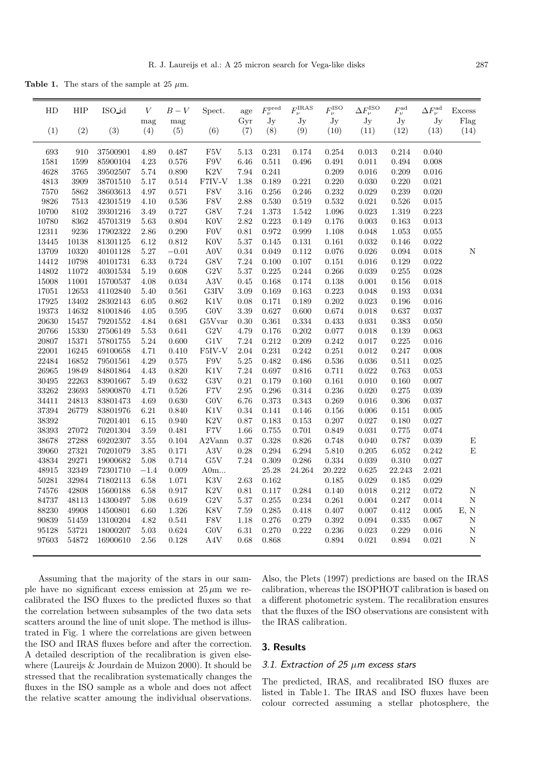**Table 1.** The stars of the sample at 25 $\mu$m.

| HD | HIP | ISO_id | $V$ | $B-V$ | Spect. | age | $F_\nu^{\rm pred}$ | $F_\nu^{\rm IRAS}$ | $F_\nu^{\rm ISO}$ | $\Delta F_\nu^{\rm ISO}$ | $F_\nu^{\rm ad}$ | $\Delta F_\nu^{\rm ad}$ | Excess |
|---|---|---|---|---|---|---|---|---|---|---|---|---|---|
| | | | mag | mag | | Gyr | Jy | Jy | Jy | Jy | Jy | Jy | Flag |
| (1) | (2) | (3) | (4) | (5) | (6) | (7) | (8) | (9) | (10) | (11) | (12) | (13) | (14) |
| 693 | 910 | 37500901 | 4.89 | 0.487 | F5V | 5.13 | 0.231 | 0.174 | 0.254 | 0.013 | 0.214 | 0.040 | |
| 1581 | 1599 | 85900104 | 4.23 | 0.576 | F9V | 6.46 | 0.511 | 0.496 | 0.491 | 0.011 | 0.494 | 0.008 | |
| 4628 | 3765 | 39502507 | 5.74 | 0.890 | K2V | 7.94 | 0.241 | | 0.209 | 0.016 | 0.209 | 0.016 | |
| 4813 | 3909 | 38701510 | 5.17 | 0.514 | F7IV-V | 1.38 | 0.189 | 0.221 | 0.220 | 0.030 | 0.220 | 0.021 | |
| 7570 | 5862 | 38603613 | 4.97 | 0.571 | F8V | 3.16 | 0.256 | 0.246 | 0.232 | 0.029 | 0.239 | 0.020 | |
| 9826 | 7513 | 42301519 | 4.10 | 0.536 | F8V | 2.88 | 0.530 | 0.519 | 0.532 | 0.021 | 0.526 | 0.015 | |
| 10700 | 8102 | 39301216 | 3.49 | 0.727 | G8V | 7.24 | 1.373 | 1.542 | 1.096 | 0.023 | 1.319 | 0.223 | |
| 10780 | 8362 | 45701319 | 5.63 | 0.804 | K0V | 2.82 | 0.223 | 0.149 | 0.176 | 0.003 | 0.163 | 0.013 | |
| 12311 | 9236 | 17902322 | 2.86 | 0.290 | F0V | 0.81 | 0.972 | 0.999 | 1.108 | 0.048 | 1.053 | 0.055 | |
| 13445 | 10138 | 81301125 | 6.12 | 0.812 | K0V | 5.37 | 0.145 | 0.131 | 0.161 | 0.032 | 0.146 | 0.022 | |
| 13709 | 10320 | 40101128 | 5.27 | −0.01 | A0V | 0.34 | 0.049 | 0.112 | 0.076 | 0.026 | 0.094 | 0.018 | N |
| 14412 | 10798 | 40101731 | 6.33 | 0.724 | G8V | 7.24 | 0.100 | 0.107 | 0.151 | 0.016 | 0.129 | 0.022 | |
| 14802 | 11072 | 40301534 | 5.19 | 0.608 | G2V | 5.37 | 0.225 | 0.244 | 0.266 | 0.039 | 0.255 | 0.028 | |
| 15008 | 11001 | 15700537 | 4.08 | 0.034 | A3V | 0.45 | 0.168 | 0.174 | 0.138 | 0.001 | 0.156 | 0.018 | |
| 17051 | 12653 | 41102840 | 5.40 | 0.561 | G3IV | 3.09 | 0.169 | 0.163 | 0.223 | 0.048 | 0.193 | 0.034 | |
| 17925 | 13402 | 28302143 | 6.05 | 0.862 | K1V | 0.08 | 0.171 | 0.189 | 0.202 | 0.023 | 0.196 | 0.016 | |
| 19373 | 14632 | 81001846 | 4.05 | 0.595 | G0V | 3.39 | 0.627 | 0.600 | 0.674 | 0.018 | 0.637 | 0.037 | |
| 20630 | 15457 | 79201552 | 4.84 | 0.681 | G5Vvar | 0.30 | 0.361 | 0.334 | 0.433 | 0.031 | 0.383 | 0.050 | |
| 20766 | 15330 | 27506149 | 5.53 | 0.641 | G2V | 4.79 | 0.176 | 0.202 | 0.077 | 0.018 | 0.139 | 0.063 | |
| 20807 | 15371 | 57801755 | 5.24 | 0.600 | G1V | 7.24 | 0.212 | 0.209 | 0.242 | 0.017 | 0.225 | 0.016 | |
| 22001 | 16245 | 69100658 | 4.71 | 0.410 | F5IV-V | 2.04 | 0.231 | 0.242 | 0.251 | 0.012 | 0.247 | 0.008 | |
| 22484 | 16852 | 79501561 | 4.29 | 0.575 | F9V | 5.25 | 0.482 | 0.486 | 0.536 | 0.036 | 0.511 | 0.025 | |
| 26965 | 19849 | 84801864 | 4.43 | 0.820 | K1V | 7.24 | 0.697 | 0.816 | 0.711 | 0.022 | 0.763 | 0.053 | |
| 30495 | 22263 | 83901667 | 5.49 | 0.632 | G3V | 0.21 | 0.179 | 0.160 | 0.161 | 0.010 | 0.160 | 0.007 | |
| 33262 | 23693 | 58900870 | 4.71 | 0.526 | F7V | 2.95 | 0.296 | 0.314 | 0.236 | 0.020 | 0.275 | 0.039 | |
| 34411 | 24813 | 83801473 | 4.69 | 0.630 | G0V | 6.76 | 0.373 | 0.343 | 0.269 | 0.016 | 0.306 | 0.037 | |
| 37394 | 26779 | 83801976 | 6.21 | 0.840 | K1V | 0.34 | 0.141 | 0.146 | 0.156 | 0.006 | 0.151 | 0.005 | |
| 38392 | | 70201401 | 6.15 | 0.940 | K2V | 0.87 | 0.183 | 0.153 | 0.207 | 0.027 | 0.180 | 0.027 | |
| 38393 | 27072 | 70201304 | 3.59 | 0.481 | F7V | 1.66 | 0.755 | 0.701 | 0.849 | 0.031 | 0.775 | 0.074 | |
| 38678 | 27288 | 69202307 | 3.55 | 0.104 | A2Vann | 0.37 | 0.328 | 0.826 | 0.748 | 0.040 | 0.787 | 0.039 | E |
| 39060 | 27321 | 70201079 | 3.85 | 0.171 | A3V | 0.28 | 0.294 | 6.294 | 5.810 | 0.205 | 6.052 | 0.242 | E |
| 43834 | 29271 | 19000682 | 5.08 | 0.714 | G5V | 7.24 | 0.309 | 0.286 | 0.334 | 0.039 | 0.310 | 0.027 | |
| 48915 | 32349 | 72301710 | −1.4 | 0.009 | A0m... | | 25.28 | 24.264 | 20.222 | 0.625 | 22.243 | 2.021 | |
| 50281 | 32984 | 71802113 | 6.58 | 1.071 | K3V | 2.63 | 0.162 | | 0.185 | 0.029 | 0.185 | 0.029 | |
| 74576 | 42808 | 15600188 | 6.58 | 0.917 | K2V | 0.81 | 0.117 | 0.284 | 0.140 | 0.018 | 0.212 | 0.072 | N |
| 84737 | 48113 | 14300497 | 5.08 | 0.619 | G2V | 5.37 | 0.255 | 0.234 | 0.261 | 0.004 | 0.247 | 0.014 | N |
| 88230 | 49908 | 14500801 | 6.60 | 1.326 | K8V | 7.59 | 0.285 | 0.418 | 0.407 | 0.007 | 0.412 | 0.005 | E, N |
| 90839 | 51459 | 13100204 | 4.82 | 0.541 | F8V | 1.18 | 0.276 | 0.279 | 0.392 | 0.094 | 0.335 | 0.067 | N |
| 95128 | 53721 | 18000207 | 5.03 | 0.624 | G0V | 6.31 | 0.270 | 0.222 | 0.236 | 0.023 | 0.229 | 0.016 | N |
| 97603 | 54872 | 16900610 | 2.56 | 0.128 | A4V | 0.68 | 0.868 | | 0.894 | 0.021 | 0.894 | 0.021 | N |

Assuming that the majority of the stars in our sample have no significant excess emission at 25 $\mu$m we recalibrated the ISO fluxes to the predicted fluxes so that the correlation between subsamples of the two data sets scatters around the line of unit slope. The method is illustrated in Fig. 1 where the correlations are given between the ISO and IRAS fluxes before and after the correction. A detailed description of the recalibration is given elsewhere (Laureijs & Jourdain de Muizon 2000). It should be stressed that the recalibration systematically changes the fluxes in the ISO sample as a whole and does not affect the relative scatter amoung the individual observations. Also, the Plets (1997) predictions are based on the IRAS calibration, whereas the ISOPHOT calibration is based on a different photometric system. The recalibration ensures that the fluxes of the ISO observations are consistent with the IRAS calibration.

## 3. Results

### 3.1. Extraction of 25 $\mu$m excess stars

The predicted, IRAS, and recalibrated ISO fluxes are listed in Table 1. The IRAS and ISO fluxes have been colour corrected assuming a stellar photosphere, the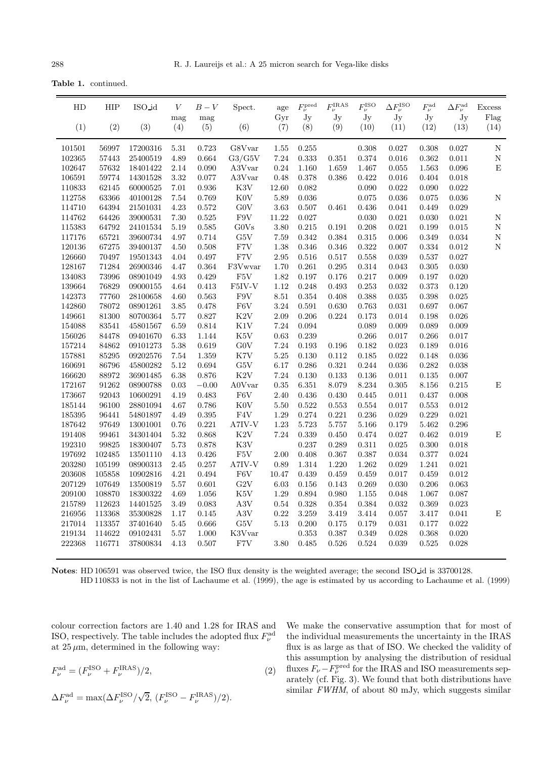**Table 1.** continued.

| HD | HIP | ISO_id | $V$ | $B-V$ | Spect. | age | $F_\nu^{\rm pred}$ | $F_\nu^{\rm IRAS}$ | $F_\nu^{\rm ISO}$ | $\Delta F_\nu^{\rm ISO}$ | $F_\nu^{\rm ad}$ | $\Delta F_\nu^{\rm ad}$ | Excess |
|---|---|---|---|---|---|---|---|---|---|---|---|---|---|
| | | | mag | mag | | Gyr | Jy | Jy | Jy | Jy | Jy | Jy | Flag |
| (1) | (2) | (3) | (4) | (5) | (6) | (7) | (8) | (9) | (10) | (11) | (12) | (13) | (14) |
| 101501 | 56997 | 17200316 | 5.31 | 0.723 | G8Vvar | 1.55 | 0.255 | | 0.308 | 0.027 | 0.308 | 0.027 | N |
| 102365 | 57443 | 25400519 | 4.89 | 0.664 | G3/G5V | 7.24 | 0.333 | 0.351 | 0.374 | 0.016 | 0.362 | 0.011 | N |
| 102647 | 57632 | 18401422 | 2.14 | 0.090 | A3Vvar | 0.24 | 1.160 | 1.659 | 1.467 | 0.055 | 1.563 | 0.096 | E |
| 106591 | 59774 | 14301528 | 3.32 | 0.077 | A3Vvar | 0.48 | 0.378 | 0.386 | 0.422 | 0.016 | 0.404 | 0.018 | |
| 110833 | 62145 | 60000525 | 7.01 | 0.936 | K3V | 12.60 | 0.082 | | 0.090 | 0.022 | 0.090 | 0.022 | |
| 112758 | 63366 | 40100128 | 7.54 | 0.769 | K0V | 5.89 | 0.036 | | 0.075 | 0.036 | 0.075 | 0.036 | N |
| 114710 | 64394 | 21501031 | 4.23 | 0.572 | G0V | 3.63 | 0.507 | 0.461 | 0.436 | 0.041 | 0.449 | 0.029 | |
| 114762 | 64426 | 39000531 | 7.30 | 0.525 | F9V | 11.22 | 0.027 | | 0.030 | 0.021 | 0.030 | 0.021 | N |
| 115383 | 64792 | 24101534 | 5.19 | 0.585 | G0Vs | 3.80 | 0.215 | 0.191 | 0.208 | 0.021 | 0.199 | 0.015 | N |
| 117176 | 65721 | 39600734 | 4.97 | 0.714 | G5V | 7.59 | 0.342 | 0.384 | 0.315 | 0.006 | 0.349 | 0.034 | N |
| 120136 | 67275 | 39400137 | 4.50 | 0.508 | F7V | 1.38 | 0.346 | 0.346 | 0.322 | 0.007 | 0.334 | 0.012 | N |
| 126660 | 70497 | 19501343 | 4.04 | 0.497 | F7V | 2.95 | 0.516 | 0.517 | 0.558 | 0.039 | 0.537 | 0.027 | |
| 128167 | 71284 | 26900346 | 4.47 | 0.364 | F3Vwvar | 1.70 | 0.261 | 0.295 | 0.314 | 0.043 | 0.305 | 0.030 | |
| 134083 | 73996 | 08901049 | 4.93 | 0.429 | F5V | 1.82 | 0.197 | 0.176 | 0.217 | 0.009 | 0.197 | 0.020 | |
| 139664 | 76829 | 09000155 | 4.64 | 0.413 | F5IV-V | 1.12 | 0.248 | 0.493 | 0.253 | 0.032 | 0.373 | 0.120 | |
| 142373 | 77760 | 28100658 | 4.60 | 0.563 | F9V | 8.51 | 0.354 | 0.408 | 0.388 | 0.035 | 0.398 | 0.025 | |
| 142860 | 78072 | 08901261 | 3.85 | 0.478 | F6V | 3.24 | 0.591 | 0.630 | 0.763 | 0.031 | 0.697 | 0.067 | |
| 149661 | 81300 | 80700364 | 5.77 | 0.827 | K2V | 2.09 | 0.206 | 0.224 | 0.173 | 0.014 | 0.198 | 0.026 | |
| 154088 | 83541 | 45801567 | 6.59 | 0.814 | K1V | 7.24 | 0.094 | | 0.089 | 0.009 | 0.089 | 0.009 | |
| 156026 | 84478 | 09401670 | 6.33 | 1.144 | K5V | 0.63 | 0.239 | | 0.266 | 0.017 | 0.266 | 0.017 | |
| 157214 | 84862 | 09101273 | 5.38 | 0.619 | G0V | 7.24 | 0.193 | 0.196 | 0.182 | 0.023 | 0.189 | 0.016 | |
| 157881 | 85295 | 09202576 | 7.54 | 1.359 | K7V | 5.25 | 0.130 | 0.112 | 0.185 | 0.022 | 0.148 | 0.036 | |
| 160691 | 86796 | 45800282 | 5.12 | 0.694 | G5V | 6.17 | 0.286 | 0.321 | 0.244 | 0.036 | 0.282 | 0.038 | |
| 166620 | 88972 | 36901485 | 6.38 | 0.876 | K2V | 7.24 | 0.130 | 0.133 | 0.136 | 0.011 | 0.135 | 0.007 | |
| 172167 | 91262 | 08900788 | 0.03 | −0.00 | A0Vvar | 0.35 | 6.351 | 8.079 | 8.234 | 0.305 | 8.156 | 0.215 | E |
| 173667 | 92043 | 10600291 | 4.19 | 0.483 | F6V | 2.40 | 0.436 | 0.430 | 0.445 | 0.011 | 0.437 | 0.008 | |
| 185144 | 96100 | 28801094 | 4.67 | 0.786 | K0V | 5.50 | 0.522 | 0.553 | 0.554 | 0.017 | 0.553 | 0.012 | |
| 185395 | 96441 | 54801897 | 4.49 | 0.395 | F4V | 1.29 | 0.274 | 0.221 | 0.236 | 0.029 | 0.229 | 0.021 | |
| 187642 | 97649 | 13001001 | 0.76 | 0.221 | A7IV-V | 1.23 | 5.723 | 5.757 | 5.166 | 0.179 | 5.462 | 0.296 | |
| 191408 | 99461 | 34301404 | 5.32 | 0.868 | K2V | 7.24 | 0.339 | 0.450 | 0.474 | 0.027 | 0.462 | 0.019 | E |
| 192310 | 99825 | 18300407 | 5.73 | 0.878 | K3V | | 0.237 | 0.289 | 0.311 | 0.025 | 0.300 | 0.018 | |
| 197692 | 102485 | 13501110 | 4.13 | 0.426 | F5V | 2.00 | 0.408 | 0.367 | 0.387 | 0.034 | 0.377 | 0.024 | |
| 203280 | 105199 | 08900313 | 2.45 | 0.257 | A7IV-V | 0.89 | 1.314 | 1.220 | 1.262 | 0.029 | 1.241 | 0.021 | |
| 203608 | 105858 | 10902816 | 4.21 | 0.494 | F6V | 10.47 | 0.439 | 0.459 | 0.459 | 0.017 | 0.459 | 0.012 | |
| 207129 | 107649 | 13500819 | 5.57 | 0.601 | G2V | 6.03 | 0.156 | 0.143 | 0.269 | 0.030 | 0.206 | 0.063 | |
| 209100 | 108870 | 18300322 | 4.69 | 1.056 | K5V | 1.29 | 0.894 | 0.980 | 1.155 | 0.048 | 1.067 | 0.087 | |
| 215789 | 112623 | 14401525 | 3.49 | 0.083 | A3V | 0.54 | 0.328 | 0.354 | 0.384 | 0.032 | 0.369 | 0.023 | |
| 216956 | 113368 | 35300828 | 1.17 | 0.145 | A3V | 0.22 | 3.259 | 3.419 | 3.414 | 0.057 | 3.417 | 0.041 | E |
| 217014 | 113357 | 37401640 | 5.45 | 0.666 | G5V | 5.13 | 0.200 | 0.175 | 0.179 | 0.031 | 0.177 | 0.022 | |
| 219134 | 114622 | 09102431 | 5.57 | 1.000 | K3Vvar | | 0.353 | 0.387 | 0.349 | 0.028 | 0.368 | 0.020 | |
| 222368 | 116771 | 37800834 | 4.13 | 0.507 | F7V | 3.80 | 0.485 | 0.526 | 0.524 | 0.039 | 0.525 | 0.028 | |

**Notes**: HD 106591 was observed twice, the ISO flux density is the weighted average; the second ISO_id is 33700128.
HD 110833 is not in the list of Lachaume et al. (1999), the age is estimated by us according to Lachaume et al. (1999)

colour correction factors are 1.40 and 1.28 for IRAS and ISO, respectively. The table includes the adopted flux $F_\nu^{\rm ad}$ at 25 μm, determined in the following way:

$$F_\nu^{\rm ad} = (F_\nu^{\rm ISO} + F_\nu^{\rm IRAS})/2, \tag{2}$$

$$\Delta F_\nu^{\rm ad} = \max(\Delta F_\nu^{\rm ISO}/\sqrt{2},\ (F_\nu^{\rm ISO} - F_\nu^{\rm IRAS})/2).$$

We make the conservative assumption that for most of the individual measurements the uncertainty in the IRAS flux is as large as that of ISO. We checked the validity of this assumption by analysing the distribution of residual fluxes $F_\nu - F_\nu^{\rm pred}$ for the IRAS and ISO measurements separately (cf. Fig. 3). We found that both distributions have similar *FWHM*, of about 80 mJy, which suggests similar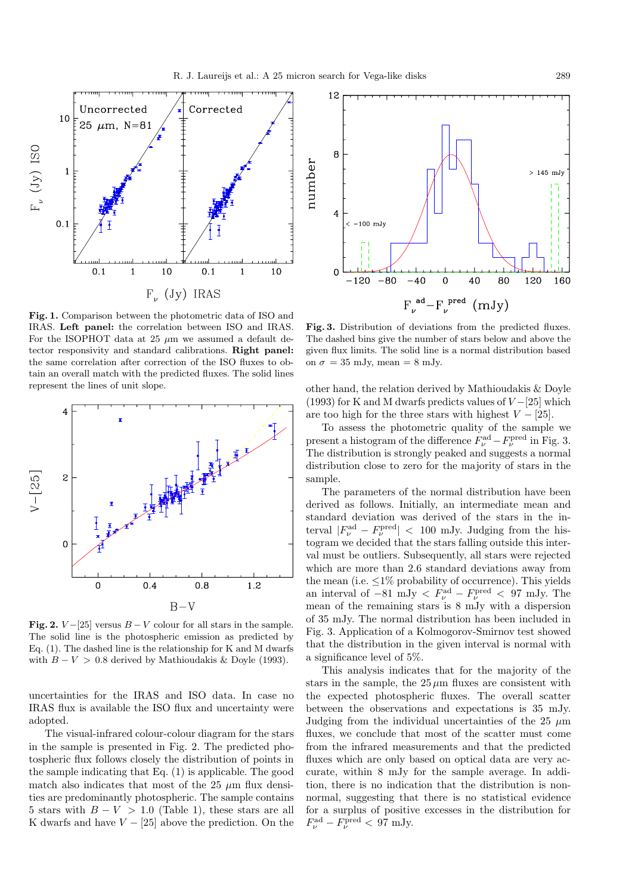**Fig. 1.** Comparison between the photometric data of ISO and IRAS. **Left panel:** the correlation between ISO and IRAS. For the ISOPHOT data at 25 $\mu$m we assumed a default detector responsivity and standard calibrations. **Right panel:** the same correlation after correction of the ISO fluxes to obtain an overall match with the predicted fluxes. The solid lines represent the lines of unit slope.

**Fig. 2.** $V-[25]$ versus $B-V$ colour for all stars in the sample. The solid line is the photospheric emission as predicted by Eq. (1). The dashed line is the relationship for K and M dwarfs with $B-V > 0.8$ derived by Mathioudakis & Doyle (1993).

uncertainties for the IRAS and ISO data. In case no IRAS flux is available the ISO flux and uncertainty were adopted.

The visual-infrared colour-colour diagram for the stars in the sample is presented in Fig. 2. The predicted photospheric flux follows closely the distribution of points in the sample indicating that Eq. (1) is applicable. The good match also indicates that most of the 25 $\mu$m flux densities are predominantly photospheric. The sample contains 5 stars with $B-V > 1.0$ (Table 1), these stars are all K dwarfs and have $V-[25]$ above the prediction. On the other hand, the relation derived by Mathioudakis & Doyle (1993) for K and M dwarfs predicts values of $V-[25]$ which are too high for the three stars with highest $V-[25]$.

**Fig. 3.** Distribution of deviations from the predicted fluxes. The dashed bins give the number of stars below and above the given flux limits. The solid line is a normal distribution based on $\sigma$ = 35 mJy, mean = 8 mJy.

To assess the photometric quality of the sample we present a histogram of the difference $F_\nu^{\rm ad} - F_\nu^{\rm pred}$ in Fig. 3. The distribution is strongly peaked and suggests a normal distribution close to zero for the majority of stars in the sample.

The parameters of the normal distribution have been derived as follows. Initially, an intermediate mean and standard deviation was derived of the stars in the interval $|F_\nu^{\rm ad} - F_\nu^{\rm pred}| < 100$ mJy. Judging from the histogram we decided that the stars falling outside this interval must be outliers. Subsequently, all stars were rejected which are more than 2.6 standard deviations away from the mean (i.e. $\leq$1% probability of occurrence). This yields an interval of $-81$ mJy $< F_\nu^{\rm ad} - F_\nu^{\rm pred} <$ 97 mJy. The mean of the remaining stars is 8 mJy with a dispersion of 35 mJy. The normal distribution has been included in Fig. 3. Application of a Kolmogorov-Smirnov test showed that the distribution in the given interval is normal with a significance level of 5%.

This analysis indicates that for the majority of the stars in the sample, the 25 $\mu$m fluxes are consistent with the expected photospheric fluxes. The overall scatter between the observations and expectations is 35 mJy. Judging from the individual uncertainties of the 25 $\mu$m fluxes, we conclude that most of the scatter must come from the infrared measurements and that the predicted fluxes which are only based on optical data are very accurate, within 8 mJy for the sample average. In addition, there is no indication that the distribution is non-normal, suggesting that there is no statistical evidence for a surplus of positive excesses in the distribution for $F_\nu^{\rm ad} - F_\nu^{\rm pred} <$ 97 mJy.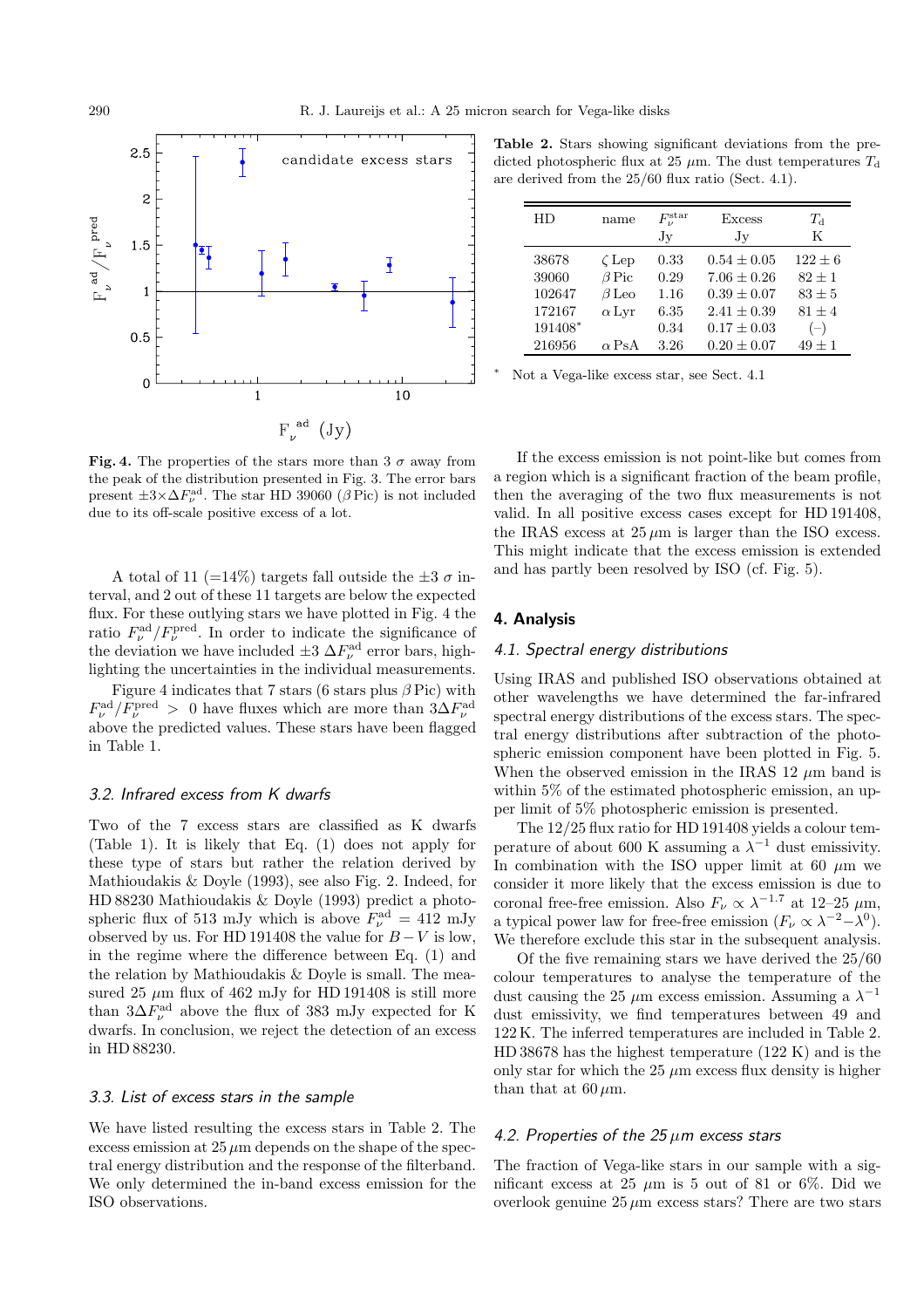**Fig. 4.** The properties of the stars more than 3 $\sigma$ away from the peak of the distribution presented in Fig. 3. The error bars present $\pm 3 \times \Delta F_\nu^{\rm ad}$. The star HD 39060 ($\beta$ Pic) is not included due to its off-scale positive excess of a lot.

A total of 11 (=14%) targets fall outside the $\pm 3$ $\sigma$ interval, and 2 out of these 11 targets are below the expected flux. For these outlying stars we have plotted in Fig. 4 the ratio $F_\nu^{\rm ad}/F_\nu^{\rm pred}$. In order to indicate the significance of the deviation we have included $\pm 3$ $\Delta F_\nu^{\rm ad}$ error bars, highlighting the uncertainties in the individual measurements.

Figure 4 indicates that 7 stars (6 stars plus $\beta$ Pic) with $F_\nu^{\rm ad}/F_\nu^{\rm pred} > 0$ have fluxes which are more than $3\Delta F_\nu^{\rm ad}$ above the predicted values. These stars have been flagged in Table 1.

### 3.2. Infrared excess from K dwarfs

Two of the 7 excess stars are classified as K dwarfs (Table 1). It is likely that Eq. (1) does not apply for these type of stars but rather the relation derived by Mathioudakis & Doyle (1993), see also Fig. 2. Indeed, for HD 88230 Mathioudakis & Doyle (1993) predict a photospheric flux of 513 mJy which is above $F_\nu^{\rm ad} = 412$ mJy observed by us. For HD 191408 the value for $B-V$ is low, in the regime where the difference between Eq. (1) and the relation by Mathioudakis & Doyle is small. The measured 25 $\mu$m flux of 462 mJy for HD 191408 is still more than $3\Delta F_\nu^{\rm ad}$ above the flux of 383 mJy expected for K dwarfs. In conclusion, we reject the detection of an excess in HD 88230.

### 3.3. List of excess stars in the sample

We have listed resulting the excess stars in Table 2. The excess emission at 25 $\mu$m depends on the shape of the spectral energy distribution and the response of the filterband. We only determined the in-band excess emission for the ISO observations.

**Table 2.** Stars showing significant deviations from the predicted photospheric flux at 25 $\mu$m. The dust temperatures $T_{\rm d}$ are derived from the 25/60 flux ratio (Sect. 4.1).

| HD | name | $F_\nu^{\rm star}$ Jy | Excess Jy | $T_{\rm d}$ K |
|---|---|---|---|---|
| 38678 | $\zeta$ Lep | 0.33 | $0.54 \pm 0.05$ | $122 \pm 6$ |
| 39060 | $\beta$ Pic | 0.29 | $7.06 \pm 0.26$ | $82 \pm 1$ |
| 102647 | $\beta$ Leo | 1.16 | $0.39 \pm 0.07$ | $83 \pm 5$ |
| 172167 | $\alpha$ Lyr | 6.35 | $2.41 \pm 0.39$ | $81 \pm 4$ |
| 191408* | | 0.34 | $0.17 \pm 0.03$ | (–) |
| 216956 | $\alpha$ PsA | 3.26 | $0.20 \pm 0.07$ | $49 \pm 1$ |

\* Not a Vega-like excess star, see Sect. 4.1

If the excess emission is not point-like but comes from a region which is a significant fraction of the beam profile, then the averaging of the two flux measurements is not valid. In all positive excess cases except for HD 191408, the IRAS excess at 25 $\mu$m is larger than the ISO excess. This might indicate that the excess emission is extended and has partly been resolved by ISO (cf. Fig. 5).

## 4. Analysis

### 4.1. Spectral energy distributions

Using IRAS and published ISO observations obtained at other wavelengths we have determined the far-infrared spectral energy distributions of the excess stars. The spectral energy distributions after subtraction of the photospheric emission component have been plotted in Fig. 5. When the observed emission in the IRAS 12 $\mu$m band is within 5% of the estimated photospheric emission, an upper limit of 5% photospheric emission is presented.

The 12/25 flux ratio for HD 191408 yields a colour temperature of about 600 K assuming a $\lambda^{-1}$ dust emissivity. In combination with the ISO upper limit at 60 $\mu$m we consider it more likely that the excess emission is due to coronal free-free emission. Also $F_\nu \propto \lambda^{-1.7}$ at 12–25 $\mu$m, a typical power law for free-free emission ($F_\nu \propto \lambda^{-2} - \lambda^0$). We therefore exclude this star in the subsequent analysis.

Of the five remaining stars we have derived the 25/60 colour temperatures to analyse the temperature of the dust causing the 25 $\mu$m excess emission. Assuming a $\lambda^{-1}$ dust emissivity, we find temperatures between 49 and 122 K. The inferred temperatures are included in Table 2. HD 38678 has the highest temperature (122 K) and is the only star for which the 25 $\mu$m excess flux density is higher than that at 60 $\mu$m.

### 4.2. Properties of the 25 $\mu$m excess stars

The fraction of Vega-like stars in our sample with a significant excess at 25 $\mu$m is 5 out of 81 or 6%. Did we overlook genuine 25 $\mu$m excess stars? There are two stars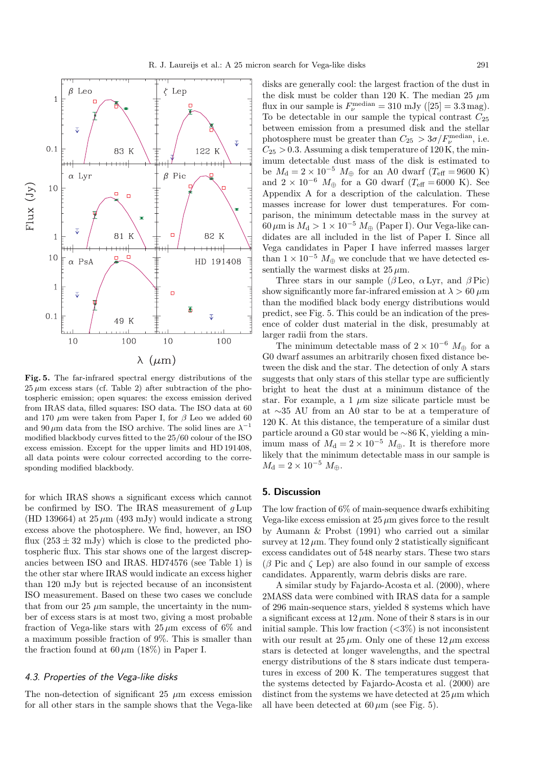**Fig. 5.** The far-infrared spectral energy distributions of the 25 $\mu$m excess stars (cf. Table 2) after subtraction of the photospheric emission; open squares: the excess emission derived from IRAS data, filled squares: ISO data. The ISO data at 60 and 170 $\mu$m were taken from Paper I, for $\beta$ Leo we added 60 and 90 $\mu$m data from the ISO archive. The solid lines are $\lambda^{-1}$ modified blackbody curves fitted to the 25/60 colour of the ISO excess emission. Except for the upper limits and HD 191408, all data points were colour corrected according to the corresponding modified blackbody.

for which IRAS shows a significant excess which cannot be confirmed by ISO. The IRAS measurement of $g$ Lup (HD 139664) at 25 $\mu$m (493 mJy) would indicate a strong excess above the photosphere. We find, however, an ISO flux ($253 \pm 32$ mJy) which is close to the predicted photospheric flux. This star shows one of the largest discrepancies between ISO and IRAS. HD74576 (see Table 1) is the other star where IRAS would indicate an excess higher than 120 mJy but is rejected because of an inconsistent ISO measurement. Based on these two cases we conclude that from our 25 $\mu$m sample, the uncertainty in the number of excess stars is at most two, giving a most probable fraction of Vega-like stars with 25 $\mu$m excess of 6% and a maximum possible fraction of 9%. This is smaller than the fraction found at 60 $\mu$m (18%) in Paper I.

### *4.3. Properties of the Vega-like disks*

The non-detection of significant 25 $\mu$m excess emission for all other stars in the sample shows that the Vega-like disks are generally cool: the largest fraction of the dust in the disk must be colder than 120 K. The median 25 $\mu$m flux in our sample is $F_\nu^{\rm median} = 310$ mJy ([25] = 3.3 mag). To be detectable in our sample the typical contrast $C_{25}$ between emission from a presumed disk and the stellar photosphere must be greater than $C_{25} > 3\sigma/F_\nu^{\rm median}$, i.e. $C_{25} > 0.3$. Assuming a disk temperature of 120 K, the minimum detectable dust mass of the disk is estimated to be $M_{\rm d} = 2 \times 10^{-5}$ $M_\oplus$ for an A0 dwarf ($T_{\rm eff} = 9600$ K) and $2 \times 10^{-6}$ $M_\oplus$ for a G0 dwarf ($T_{\rm eff} = 6000$ K). See Appendix A for a description of the calculation. These masses increase for lower dust temperatures. For comparison, the minimum detectable mass in the survey at 60 $\mu$m is $M_{\rm d} > 1 \times 10^{-5}$ $M_\oplus$ (Paper I). Our Vega-like candidates are all included in the list of Paper I. Since all Vega candidates in Paper I have inferred masses larger than $1 \times 10^{-5}$ $M_\oplus$ we conclude that we have detected essentially the warmest disks at 25 $\mu$m.

Three stars in our sample ($\beta$ Leo, $\alpha$ Lyr, and $\beta$ Pic) show significantly more far-infrared emission at $\lambda > 60$ $\mu$m than the modified black body energy distributions would predict, see Fig. 5. This could be an indication of the presence of colder dust material in the disk, presumably at larger radii from the stars.

The minimum detectable mass of $2 \times 10^{-6}$ $M_\oplus$ for a G0 dwarf assumes an arbitrarily chosen fixed distance between the disk and the star. The detection of only A stars suggests that only stars of this stellar type are sufficiently bright to heat the dust at a minimum distance of the star. For example, a 1 $\mu$m size silicate particle must be at ~35 AU from an A0 star to be at a temperature of 120 K. At this distance, the temperature of a similar dust particle around a G0 star would be ~86 K, yielding a minimum mass of $M_{\rm d} = 2 \times 10^{-5}$ $M_\oplus$. It is therefore more likely that the minimum detectable mass in our sample is $M_{\rm d} = 2 \times 10^{-5}$ $M_\oplus$.

## 5. Discussion

The low fraction of 6% of main-sequence dwarfs exhibiting Vega-like excess emission at 25 $\mu$m gives force to the result by Aumann & Probst (1991) who carried out a similar survey at 12 $\mu$m. They found only 2 statistically significant excess candidates out of 548 nearby stars. These two stars ($\beta$ Pic and $\zeta$ Lep) are also found in our sample of excess candidates. Apparently, warm debris disks are rare.

A similar study by Fajardo-Acosta et al. (2000), where 2MASS data were combined with IRAS data for a sample of 296 main-sequence stars, yielded 8 systems which have a significant excess at 12 $\mu$m. None of their 8 stars is in our initial sample. This low fraction (<3%) is not inconsistent with our result at 25 $\mu$m. Only one of these 12 $\mu$m excess stars is detected at longer wavelengths, and the spectral energy distributions of the 8 stars indicate dust temperatures in excess of 200 K. The temperatures suggest that the systems detected by Fajardo-Acosta et al. (2000) are distinct from the systems we have detected at 25 $\mu$m which all have been detected at 60 $\mu$m (see Fig. 5).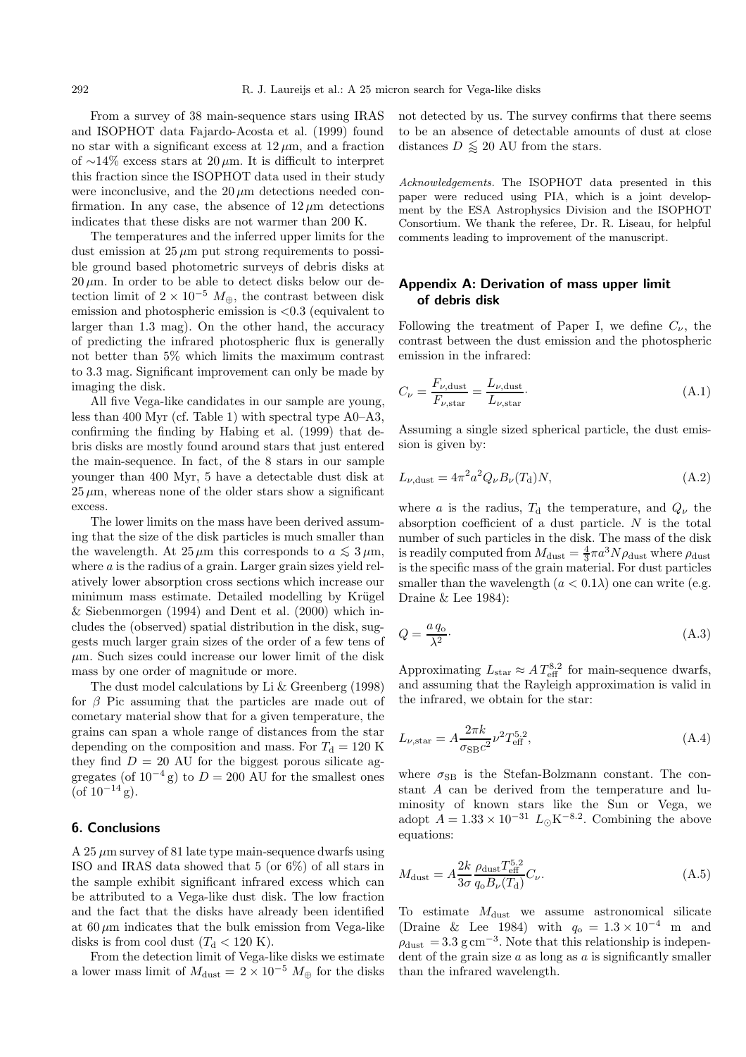From a survey of 38 main-sequence stars using IRAS and ISOPHOT data Fajardo-Acosta et al. (1999) found no star with a significant excess at $12\,\mu$m, and a fraction of $\sim$14% excess stars at $20\,\mu$m. It is difficult to interpret this fraction since the ISOPHOT data used in their study were inconclusive, and the $20\,\mu$m detections needed confirmation. In any case, the absence of $12\,\mu$m detections indicates that these disks are not warmer than 200 K.

The temperatures and the inferred upper limits for the dust emission at $25\,\mu$m put strong requirements to possible ground based photometric surveys of debris disks at $20\,\mu$m. In order to be able to detect disks below our detection limit of $2 \times 10^{-5}\ M_\oplus$, the contrast between disk emission and photospheric emission is $<$0.3 (equivalent to larger than 1.3 mag). On the other hand, the accuracy of predicting the infrared photospheric flux is generally not better than 5% which limits the maximum contrast to 3.3 mag. Significant improvement can only be made by imaging the disk.

All five Vega-like candidates in our sample are young, less than 400 Myr (cf. Table 1) with spectral type A0–A3, confirming the finding by Habing et al. (1999) that debris disks are mostly found around stars that just entered the main-sequence. In fact, of the 8 stars in our sample younger than 400 Myr, 5 have a detectable dust disk at $25\,\mu$m, whereas none of the older stars show a significant excess.

The lower limits on the mass have been derived assuming that the size of the disk particles is much smaller than the wavelength. At $25\,\mu$m this corresponds to $a \lesssim 3\,\mu$m, where $a$ is the radius of a grain. Larger grain sizes yield relatively lower absorption cross sections which increase our minimum mass estimate. Detailed modelling by Krügel & Siebenmorgen (1994) and Dent et al. (2000) which includes the (observed) spatial distribution in the disk, suggests much larger grain sizes of the order of a few tens of $\mu$m. Such sizes could increase our lower limit of the disk mass by one order of magnitude or more.

The dust model calculations by Li & Greenberg (1998) for $\beta$ Pic assuming that the particles are made out of cometary material show that for a given temperature, the grains can span a whole range of distances from the star depending on the composition and mass. For $T_\mathrm{d} = 120$ K they find $D = 20$ AU for the biggest porous silicate aggregates (of $10^{-4}$ g) to $D = 200$ AU for the smallest ones (of $10^{-14}$ g).

## 6. Conclusions

A $25\,\mu$m survey of 81 late type main-sequence dwarfs using ISO and IRAS data showed that 5 (or 6%) of all stars in the sample exhibit significant infrared excess which can be attributed to a Vega-like dust disk. The low fraction and the fact that the disks have already been identified at $60\,\mu$m indicates that the bulk emission from Vega-like disks is from cool dust ($T_\mathrm{d} < 120$ K).

From the detection limit of Vega-like disks we estimate a lower mass limit of $M_\mathrm{dust} = 2 \times 10^{-5}\ M_\oplus$ for the disks not detected by us. The survey confirms that there seems to be an absence of detectable amounts of dust at close distances $D \lessapprox 20$ AU from the stars.

*Acknowledgements.* The ISOPHOT data presented in this paper were reduced using PIA, which is a joint development by the ESA Astrophysics Division and the ISOPHOT Consortium. We thank the referee, Dr. R. Liseau, for helpful comments leading to improvement of the manuscript.

## Appendix A: Derivation of mass upper limit of debris disk

Following the treatment of Paper I, we define $C_\nu$, the contrast between the dust emission and the photospheric emission in the infrared:

$$C_\nu = \frac{F_{\nu,\mathrm{dust}}}{F_{\nu,\mathrm{star}}} = \frac{L_{\nu,\mathrm{dust}}}{L_{\nu,\mathrm{star}}}. \tag{A.1}$$

Assuming a single sized spherical particle, the dust emission is given by:

$$L_{\nu,\mathrm{dust}} = 4\pi^2 a^2 Q_\nu B_\nu(T_\mathrm{d}) N, \tag{A.2}$$

where $a$ is the radius, $T_\mathrm{d}$ the temperature, and $Q_\nu$ the absorption coefficient of a dust particle. $N$ is the total number of such particles in the disk. The mass of the disk is readily computed from $M_\mathrm{dust} = \frac{4}{3}\pi a^3 N \rho_\mathrm{dust}$ where $\rho_\mathrm{dust}$ is the specific mass of the grain material. For dust particles smaller than the wavelength ($a < 0.1\lambda$) one can write (e.g. Draine & Lee 1984):

$$Q = \frac{a\, q_\mathrm{o}}{\lambda^2}. \tag{A.3}$$

Approximating $L_\mathrm{star} \approx A\, T_\mathrm{eff}^{8.2}$ for main-sequence dwarfs, and assuming that the Rayleigh approximation is valid in the infrared, we obtain for the star:

$$L_{\nu,\mathrm{star}} = A \frac{2\pi k}{\sigma_\mathrm{SB} c^2} \nu^2 T_\mathrm{eff}^{5.2}, \tag{A.4}$$

where $\sigma_\mathrm{SB}$ is the Stefan-Bolzmann constant. The constant $A$ can be derived from the temperature and luminosity of known stars like the Sun or Vega, we adopt $A = 1.33 \times 10^{-31}\ L_\odot \mathrm{K}^{-8.2}$. Combining the above equations:

$$M_\mathrm{dust} = A \frac{2k}{3\sigma} \frac{\rho_\mathrm{dust} T_\mathrm{eff}^{5.2}}{q_\mathrm{o} B_\nu(T_\mathrm{d})} C_\nu. \tag{A.5}$$

To estimate $M_\mathrm{dust}$ we assume astronomical silicate (Draine & Lee 1984) with $q_\mathrm{o} = 1.3 \times 10^{-4}$ m and $\rho_\mathrm{dust} = 3.3\ \mathrm{g\,cm^{-3}}$. Note that this relationship is independent of the grain size $a$ as long as $a$ is significantly smaller than the infrared wavelength.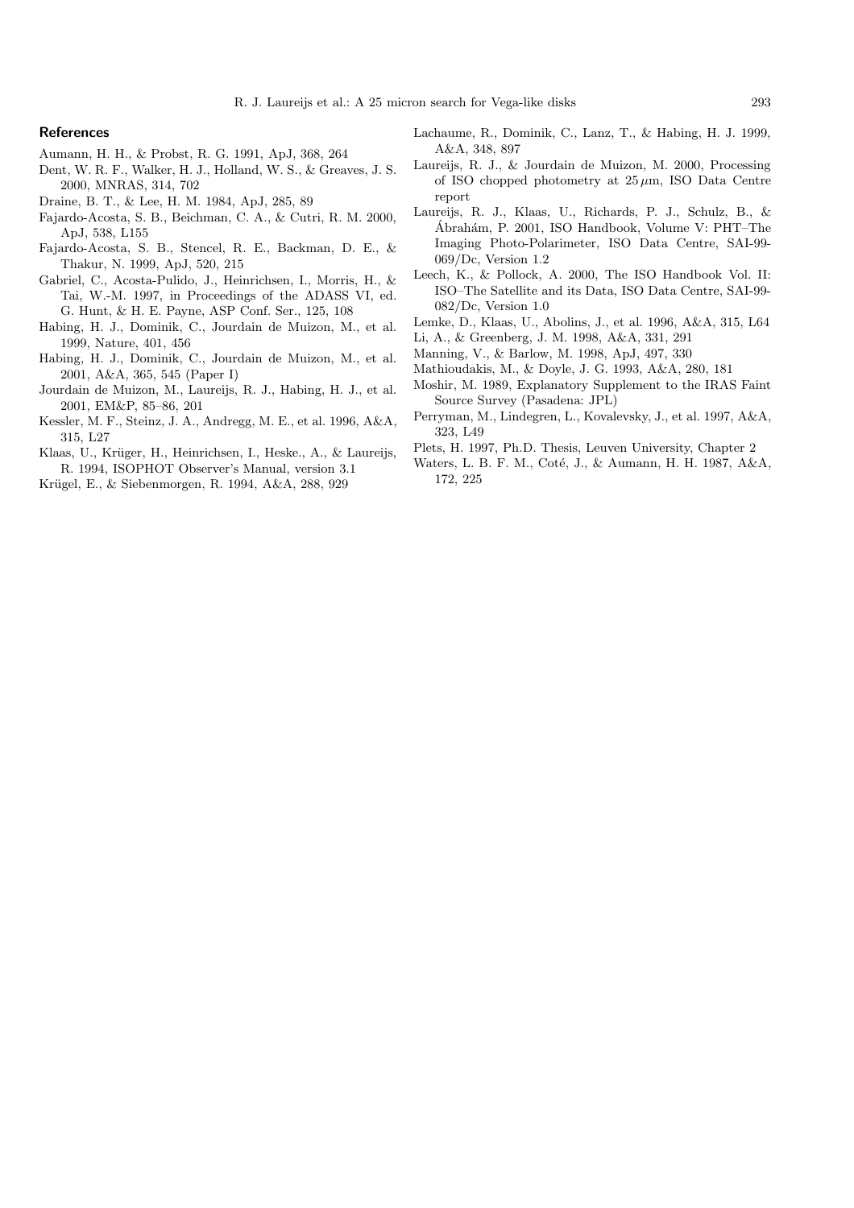## References

Aumann, H. H., & Probst, R. G. 1991, ApJ, 368, 264

Dent, W. R. F., Walker, H. J., Holland, W. S., & Greaves, J. S. 2000, MNRAS, 314, 702

Draine, B. T., & Lee, H. M. 1984, ApJ, 285, 89

Fajardo-Acosta, S. B., Beichman, C. A., & Cutri, R. M. 2000, ApJ, 538, L155

Fajardo-Acosta, S. B., Stencel, R. E., Backman, D. E., & Thakur, N. 1999, ApJ, 520, 215

Gabriel, C., Acosta-Pulido, J., Heinrichsen, I., Morris, H., & Tai, W.-M. 1997, in Proceedings of the ADASS VI, ed. G. Hunt, & H. E. Payne, ASP Conf. Ser., 125, 108

Habing, H. J., Dominik, C., Jourdain de Muizon, M., et al. 1999, Nature, 401, 456

Habing, H. J., Dominik, C., Jourdain de Muizon, M., et al. 2001, A&A, 365, 545 (Paper I)

Jourdain de Muizon, M., Laureijs, R. J., Habing, H. J., et al. 2001, EM&P, 85–86, 201

Kessler, M. F., Steinz, J. A., Andregg, M. E., et al. 1996, A&A, 315, L27

Klaas, U., Krüger, H., Heinrichsen, I., Heske., A., & Laureijs, R. 1994, ISOPHOT Observer's Manual, version 3.1

Krügel, E., & Siebenmorgen, R. 1994, A&A, 288, 929

Lachaume, R., Dominik, C., Lanz, T., & Habing, H. J. 1999, A&A, 348, 897

Laureijs, R. J., & Jourdain de Muizon, M. 2000, Processing of ISO chopped photometry at 25 $\mu$m, ISO Data Centre report

Laureijs, R. J., Klaas, U., Richards, P. J., Schulz, B., & Ábrahám, P. 2001, ISO Handbook, Volume V: PHT–The Imaging Photo-Polarimeter, ISO Data Centre, SAI-99-069/Dc, Version 1.2

Leech, K., & Pollock, A. 2000, The ISO Handbook Vol. II: ISO–The Satellite and its Data, ISO Data Centre, SAI-99-082/Dc, Version 1.0

Lemke, D., Klaas, U., Abolins, J., et al. 1996, A&A, 315, L64

Li, A., & Greenberg, J. M. 1998, A&A, 331, 291

Manning, V., & Barlow, M. 1998, ApJ, 497, 330

Mathioudakis, M., & Doyle, J. G. 1993, A&A, 280, 181

Moshir, M. 1989, Explanatory Supplement to the IRAS Faint Source Survey (Pasadena: JPL)

Perryman, M., Lindegren, L., Kovalevsky, J., et al. 1997, A&A, 323, L49

Plets, H. 1997, Ph.D. Thesis, Leuven University, Chapter 2

Waters, L. B. F. M., Coté, J., & Aumann, H. H. 1987, A&A, 172, 225